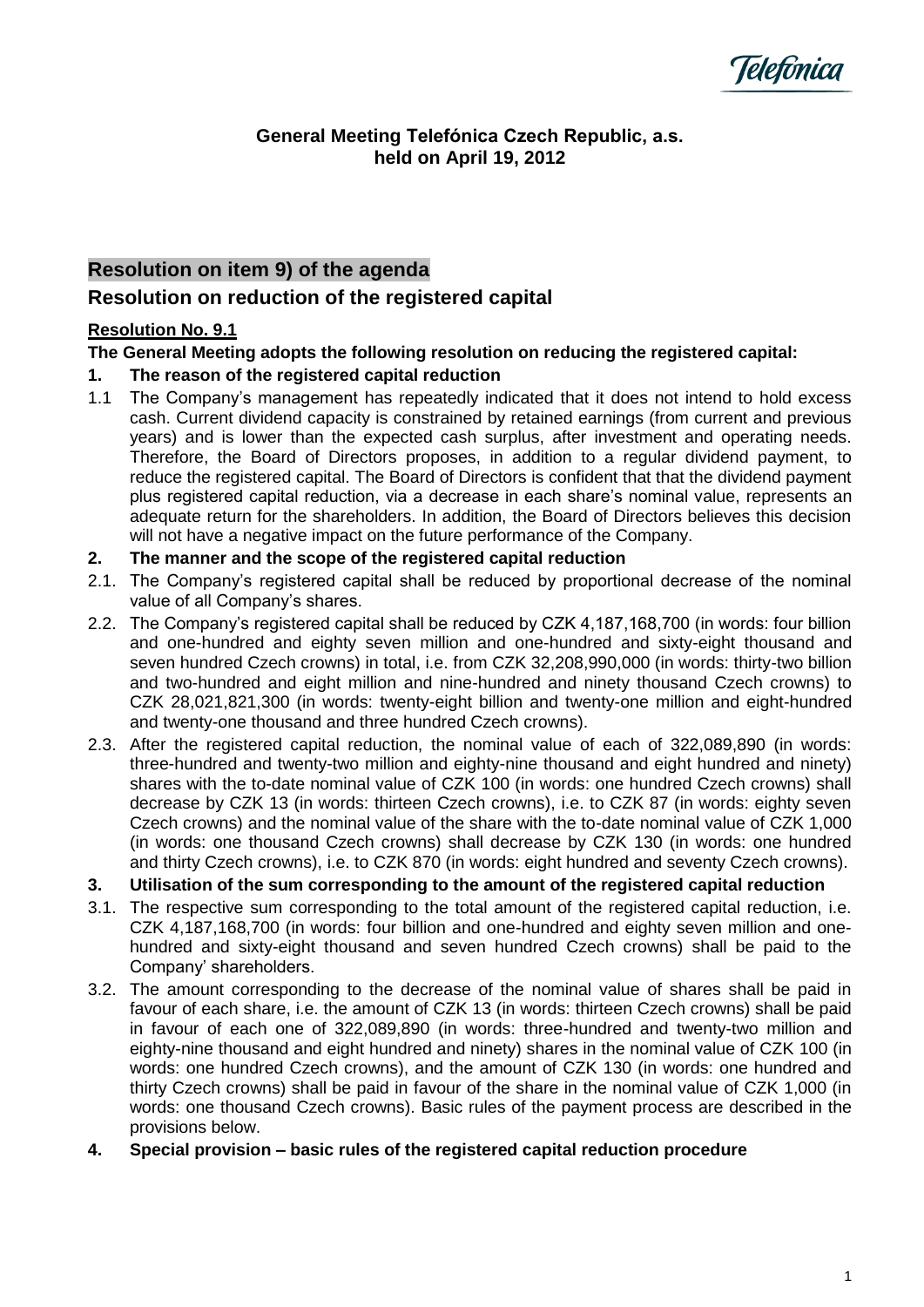## General Meeting Telefónica Czech Republic, a.s.
## held on April 19, 2012

# Resolution on item 9) of the agenda

# Resolution on reduction of the registered capital

**Resolution No. 9.1**

**The General Meeting adopts the following resolution on reducing the registered capital:**

**1. The reason of the registered capital reduction**

1.1 The Company's management has repeatedly indicated that it does not intend to hold excess cash. Current dividend capacity is constrained by retained earnings (from current and previous years) and is lower than the expected cash surplus, after investment and operating needs. Therefore, the Board of Directors proposes, in addition to a regular dividend payment, to reduce the registered capital. The Board of Directors is confident that that the dividend payment plus registered capital reduction, via a decrease in each share's nominal value, represents an adequate return for the shareholders. In addition, the Board of Directors believes this decision will not have a negative impact on the future performance of the Company.

**2. The manner and the scope of the registered capital reduction**

2.1. The Company's registered capital shall be reduced by proportional decrease of the nominal value of all Company's shares.

2.2. The Company's registered capital shall be reduced by CZK 4,187,168,700 (in words: four billion and one-hundred and eighty seven million and one-hundred and sixty-eight thousand and seven hundred Czech crowns) in total, i.e. from CZK 32,208,990,000 (in words: thirty-two billion and two-hundred and eight million and nine-hundred and ninety thousand Czech crowns) to CZK 28,021,821,300 (in words: twenty-eight billion and twenty-one million and eight-hundred and twenty-one thousand and three hundred Czech crowns).

2.3. After the registered capital reduction, the nominal value of each of 322,089,890 (in words: three-hundred and twenty-two million and eighty-nine thousand and eight hundred and ninety) shares with the to-date nominal value of CZK 100 (in words: one hundred Czech crowns) shall decrease by CZK 13 (in words: thirteen Czech crowns), i.e. to CZK 87 (in words: eighty seven Czech crowns) and the nominal value of the share with the to-date nominal value of CZK 1,000 (in words: one thousand Czech crowns) shall decrease by CZK 130 (in words: one hundred and thirty Czech crowns), i.e. to CZK 870 (in words: eight hundred and seventy Czech crowns).

**3. Utilisation of the sum corresponding to the amount of the registered capital reduction**

3.1. The respective sum corresponding to the total amount of the registered capital reduction, i.e. CZK 4,187,168,700 (in words: four billion and one-hundred and eighty seven million and one-hundred and sixty-eight thousand and seven hundred Czech crowns) shall be paid to the Company' shareholders.

3.2. The amount corresponding to the decrease of the nominal value of shares shall be paid in favour of each share, i.e. the amount of CZK 13 (in words: thirteen Czech crowns) shall be paid in favour of each one of 322,089,890 (in words: three-hundred and twenty-two million and eighty-nine thousand and eight hundred and ninety) shares in the nominal value of CZK 100 (in words: one hundred Czech crowns), and the amount of CZK 130 (in words: one hundred and thirty Czech crowns) shall be paid in favour of the share in the nominal value of CZK 1,000 (in words: one thousand Czech crowns). Basic rules of the payment process are described in the provisions below.

**4. Special provision – basic rules of the registered capital reduction procedure**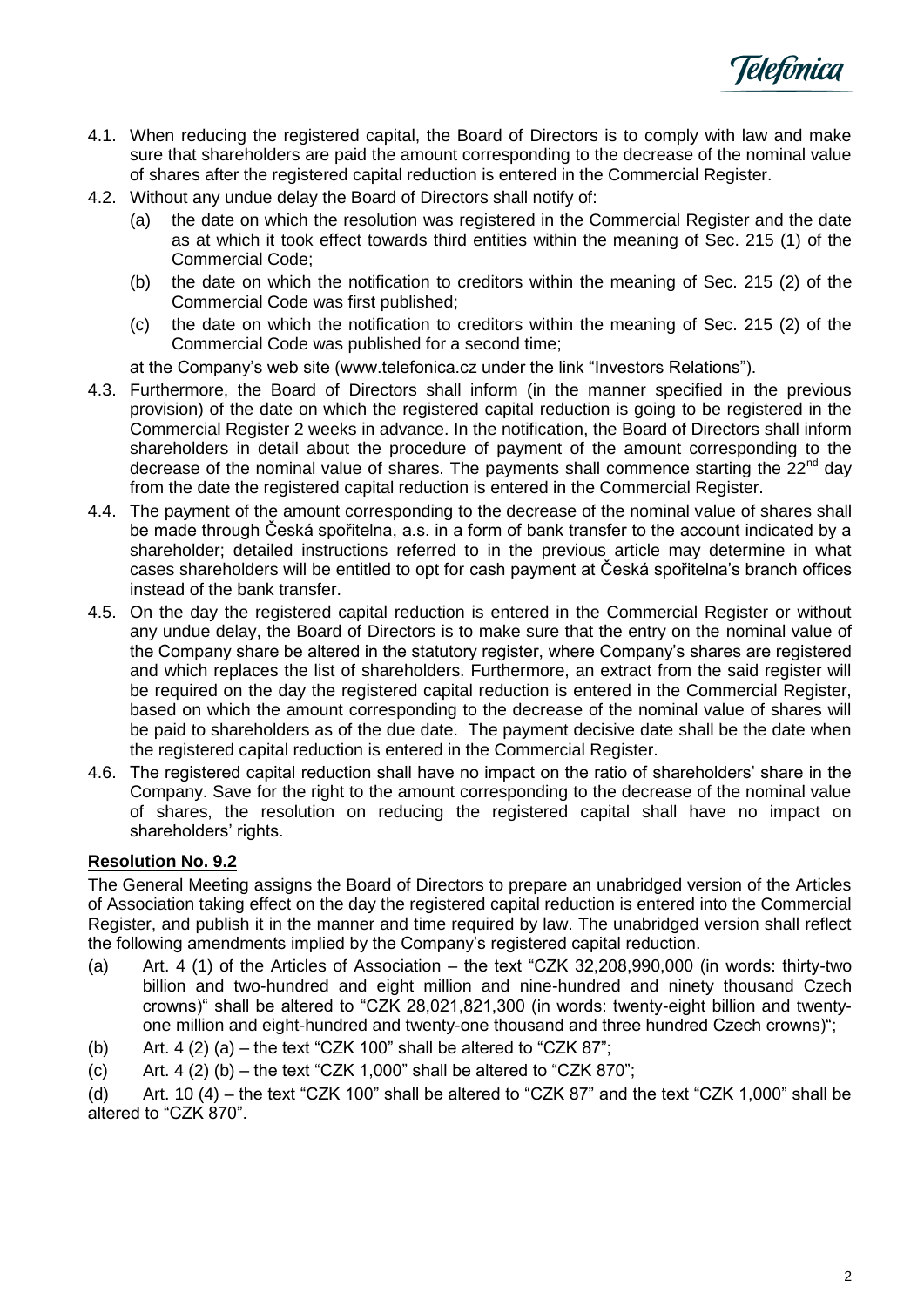4.1. When reducing the registered capital, the Board of Directors is to comply with law and make sure that shareholders are paid the amount corresponding to the decrease of the nominal value of shares after the registered capital reduction is entered in the Commercial Register.

4.2. Without any undue delay the Board of Directors shall notify of:

   (a) the date on which the resolution was registered in the Commercial Register and the date as at which it took effect towards third entities within the meaning of Sec. 215 (1) of the Commercial Code;

   (b) the date on which the notification to creditors within the meaning of Sec. 215 (2) of the Commercial Code was first published;

   (c) the date on which the notification to creditors within the meaning of Sec. 215 (2) of the Commercial Code was published for a second time;

   at the Company's web site (www.telefonica.cz under the link "Investors Relations").

4.3. Furthermore, the Board of Directors shall inform (in the manner specified in the previous provision) of the date on which the registered capital reduction is going to be registered in the Commercial Register 2 weeks in advance. In the notification, the Board of Directors shall inform shareholders in detail about the procedure of payment of the amount corresponding to the decrease of the nominal value of shares. The payments shall commence starting the 22nd day from the date the registered capital reduction is entered in the Commercial Register.

4.4. The payment of the amount corresponding to the decrease of the nominal value of shares shall be made through Česká spořitelna, a.s. in a form of bank transfer to the account indicated by a shareholder; detailed instructions referred to in the previous article may determine in what cases shareholders will be entitled to opt for cash payment at Česká spořitelna's branch offices instead of the bank transfer.

4.5. On the day the registered capital reduction is entered in the Commercial Register or without any undue delay, the Board of Directors is to make sure that the entry on the nominal value of the Company share be altered in the statutory register, where Company's shares are registered and which replaces the list of shareholders. Furthermore, an extract from the said register will be required on the day the registered capital reduction is entered in the Commercial Register, based on which the amount corresponding to the decrease of the nominal value of shares will be paid to shareholders as of the due date. The payment decisive date shall be the date when the registered capital reduction is entered in the Commercial Register.

4.6. The registered capital reduction shall have no impact on the ratio of shareholders' share in the Company. Save for the right to the amount corresponding to the decrease of the nominal value of shares, the resolution on reducing the registered capital shall have no impact on shareholders' rights.

**Resolution No. 9.2**

The General Meeting assigns the Board of Directors to prepare an unabridged version of the Articles of Association taking effect on the day the registered capital reduction is entered into the Commercial Register, and publish it in the manner and time required by law. The unabridged version shall reflect the following amendments implied by the Company's registered capital reduction.

(a) Art. 4 (1) of the Articles of Association – the text "CZK 32,208,990,000 (in words: thirty-two billion and two-hundred and eight million and nine-hundred and ninety thousand Czech crowns)" shall be altered to "CZK 28,021,821,300 (in words: twenty-eight billion and twenty-one million and eight-hundred and twenty-one thousand and three hundred Czech crowns)";

(b) Art. 4 (2) (a) – the text "CZK 100" shall be altered to "CZK 87";

(c) Art. 4 (2) (b) – the text "CZK 1,000" shall be altered to "CZK 870";

(d) Art. 10 (4) – the text "CZK 100" shall be altered to "CZK 87" and the text "CZK 1,000" shall be altered to "CZK 870".